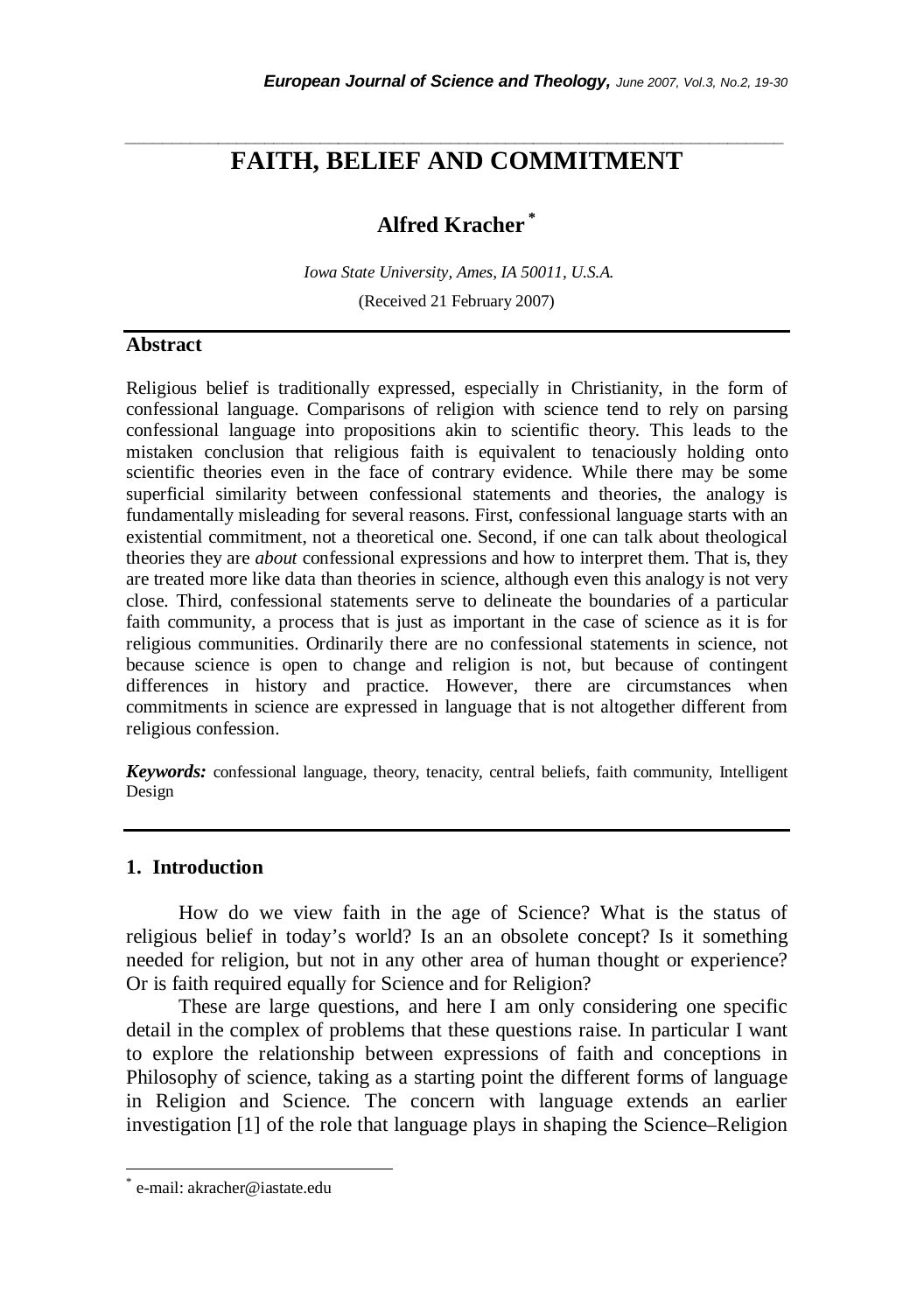# FAITH, BELIEF AND COMMITMENT

**Alfred Kracher** *

*Iowa State University, Ames, IA 50011, U.S.A.*

(Received 21 February 2007)

## Abstract

Religious belief is traditionally expressed, especially in Christianity, in the form of confessional language. Comparisons of religion with science tend to rely on parsing confessional language into propositions akin to scientific theory. This leads to the mistaken conclusion that religious faith is equivalent to tenaciously holding onto scientific theories even in the face of contrary evidence. While there may be some superficial similarity between confessional statements and theories, the analogy is fundamentally misleading for several reasons. First, confessional language starts with an existential commitment, not a theoretical one. Second, if one can talk about theological theories they are *about* confessional expressions and how to interpret them. That is, they are treated more like data than theories in science, although even this analogy is not very close. Third, confessional statements serve to delineate the boundaries of a particular faith community, a process that is just as important in the case of science as it is for religious communities. Ordinarily there are no confessional statements in science, not because science is open to change and religion is not, but because of contingent differences in history and practice. However, there are circumstances when commitments in science are expressed in language that is not altogether different from religious confession.

***Keywords:*** confessional language, theory, tenacity, central beliefs, faith community, Intelligent Design

## 1. Introduction

How do we view faith in the age of Science? What is the status of religious belief in today's world? Is an an obsolete concept? Is it something needed for religion, but not in any other area of human thought or experience? Or is faith required equally for Science and for Religion?

These are large questions, and here I am only considering one specific detail in the complex of problems that these questions raise. In particular I want to explore the relationship between expressions of faith and conceptions in Philosophy of science, taking as a starting point the different forms of language in Religion and Science. The concern with language extends an earlier investigation [1] of the role that language plays in shaping the Science–Religion

* e-mail: akracher@iastate.edu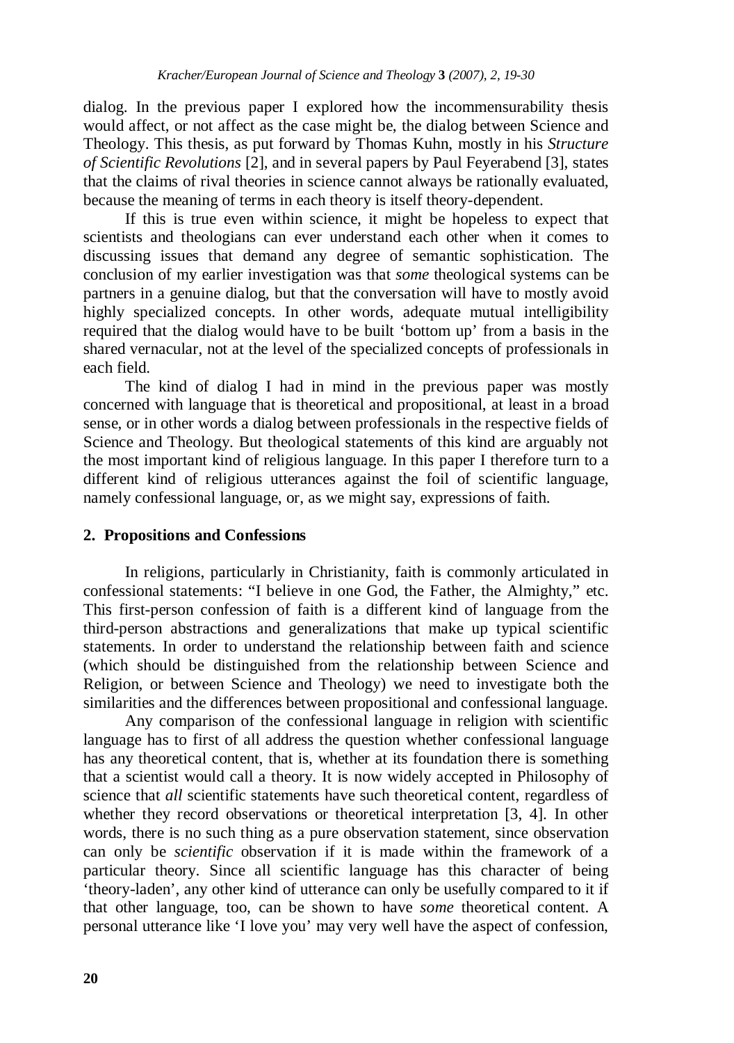dialog. In the previous paper I explored how the incommensurability thesis would affect, or not affect as the case might be, the dialog between Science and Theology. This thesis, as put forward by Thomas Kuhn, mostly in his *Structure of Scientific Revolutions* [2], and in several papers by Paul Feyerabend [3], states that the claims of rival theories in science cannot always be rationally evaluated, because the meaning of terms in each theory is itself theory-dependent.

If this is true even within science, it might be hopeless to expect that scientists and theologians can ever understand each other when it comes to discussing issues that demand any degree of semantic sophistication. The conclusion of my earlier investigation was that *some* theological systems can be partners in a genuine dialog, but that the conversation will have to mostly avoid highly specialized concepts. In other words, adequate mutual intelligibility required that the dialog would have to be built 'bottom up' from a basis in the shared vernacular, not at the level of the specialized concepts of professionals in each field.

The kind of dialog I had in mind in the previous paper was mostly concerned with language that is theoretical and propositional, at least in a broad sense, or in other words a dialog between professionals in the respective fields of Science and Theology. But theological statements of this kind are arguably not the most important kind of religious language. In this paper I therefore turn to a different kind of religious utterances against the foil of scientific language, namely confessional language, or, as we might say, expressions of faith.

## 2. Propositions and Confessions

In religions, particularly in Christianity, faith is commonly articulated in confessional statements: "I believe in one God, the Father, the Almighty," etc. This first-person confession of faith is a different kind of language from the third-person abstractions and generalizations that make up typical scientific statements. In order to understand the relationship between faith and science (which should be distinguished from the relationship between Science and Religion, or between Science and Theology) we need to investigate both the similarities and the differences between propositional and confessional language.

Any comparison of the confessional language in religion with scientific language has to first of all address the question whether confessional language has any theoretical content, that is, whether at its foundation there is something that a scientist would call a theory. It is now widely accepted in Philosophy of science that *all* scientific statements have such theoretical content, regardless of whether they record observations or theoretical interpretation [3, 4]. In other words, there is no such thing as a pure observation statement, since observation can only be *scientific* observation if it is made within the framework of a particular theory. Since all scientific language has this character of being 'theory-laden', any other kind of utterance can only be usefully compared to it if that other language, too, can be shown to have *some* theoretical content. A personal utterance like 'I love you' may very well have the aspect of confession,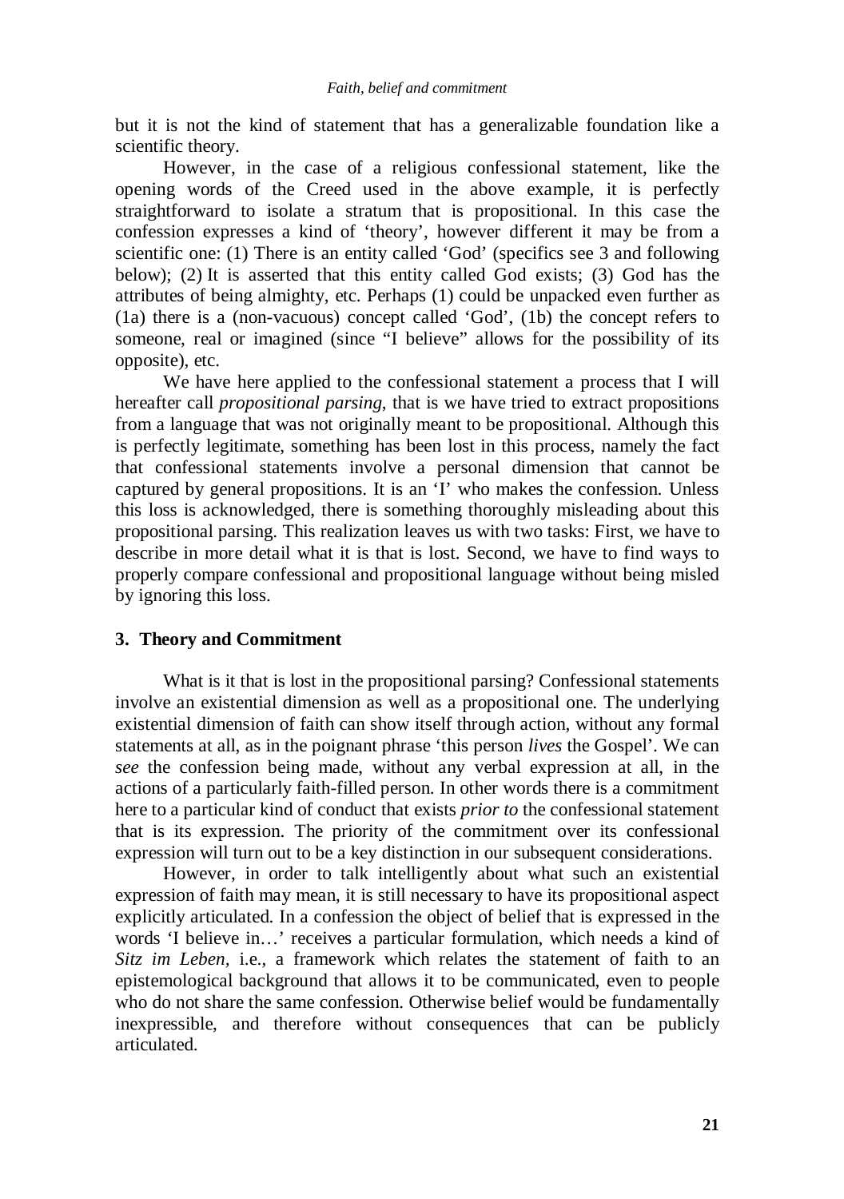but it is not the kind of statement that has a generalizable foundation like a scientific theory.

However, in the case of a religious confessional statement, like the opening words of the Creed used in the above example, it is perfectly straightforward to isolate a stratum that is propositional. In this case the confession expresses a kind of 'theory', however different it may be from a scientific one: (1) There is an entity called 'God' (specifics see 3 and following below); (2) It is asserted that this entity called God exists; (3) God has the attributes of being almighty, etc. Perhaps (1) could be unpacked even further as (1a) there is a (non-vacuous) concept called 'God', (1b) the concept refers to someone, real or imagined (since "I believe" allows for the possibility of its opposite), etc.

We have here applied to the confessional statement a process that I will hereafter call *propositional parsing*, that is we have tried to extract propositions from a language that was not originally meant to be propositional. Although this is perfectly legitimate, something has been lost in this process, namely the fact that confessional statements involve a personal dimension that cannot be captured by general propositions. It is an 'I' who makes the confession. Unless this loss is acknowledged, there is something thoroughly misleading about this propositional parsing. This realization leaves us with two tasks: First, we have to describe in more detail what it is that is lost. Second, we have to find ways to properly compare confessional and propositional language without being misled by ignoring this loss.

## 3. Theory and Commitment

What is it that is lost in the propositional parsing? Confessional statements involve an existential dimension as well as a propositional one. The underlying existential dimension of faith can show itself through action, without any formal statements at all, as in the poignant phrase 'this person *lives* the Gospel'. We can *see* the confession being made, without any verbal expression at all, in the actions of a particularly faith-filled person. In other words there is a commitment here to a particular kind of conduct that exists *prior to* the confessional statement that is its expression. The priority of the commitment over its confessional expression will turn out to be a key distinction in our subsequent considerations.

However, in order to talk intelligently about what such an existential expression of faith may mean, it is still necessary to have its propositional aspect explicitly articulated. In a confession the object of belief that is expressed in the words 'I believe in…' receives a particular formulation, which needs a kind of *Sitz im Leben*, i.e., a framework which relates the statement of faith to an epistemological background that allows it to be communicated, even to people who do not share the same confession. Otherwise belief would be fundamentally inexpressible, and therefore without consequences that can be publicly articulated.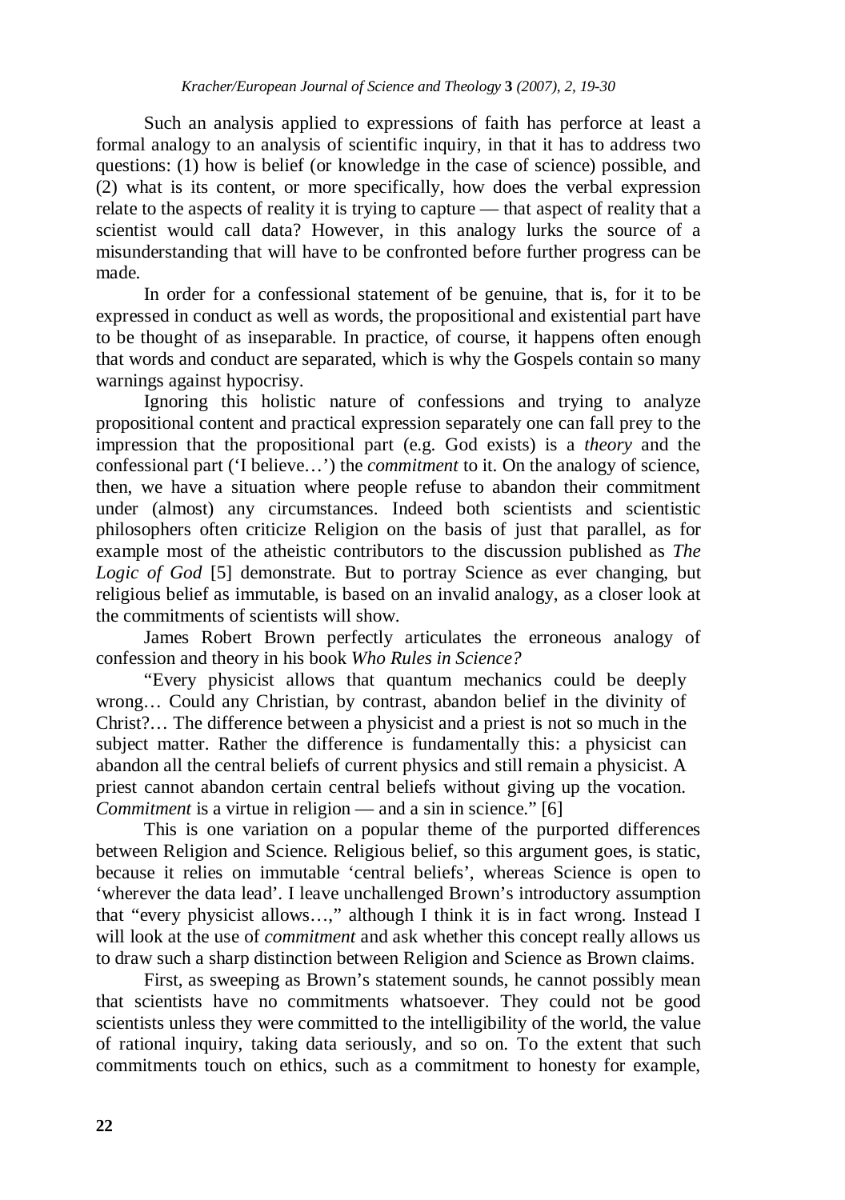Such an analysis applied to expressions of faith has perforce at least a formal analogy to an analysis of scientific inquiry, in that it has to address two questions: (1) how is belief (or knowledge in the case of science) possible, and (2) what is its content, or more specifically, how does the verbal expression relate to the aspects of reality it is trying to capture — that aspect of reality that a scientist would call data? However, in this analogy lurks the source of a misunderstanding that will have to be confronted before further progress can be made.

In order for a confessional statement of be genuine, that is, for it to be expressed in conduct as well as words, the propositional and existential part have to be thought of as inseparable. In practice, of course, it happens often enough that words and conduct are separated, which is why the Gospels contain so many warnings against hypocrisy.

Ignoring this holistic nature of confessions and trying to analyze propositional content and practical expression separately one can fall prey to the impression that the propositional part (e.g. God exists) is a *theory* and the confessional part ('I believe…') the *commitment* to it. On the analogy of science, then, we have a situation where people refuse to abandon their commitment under (almost) any circumstances. Indeed both scientists and scientistic philosophers often criticize Religion on the basis of just that parallel, as for example most of the atheistic contributors to the discussion published as *The Logic of God* [5] demonstrate. But to portray Science as ever changing, but religious belief as immutable, is based on an invalid analogy, as a closer look at the commitments of scientists will show.

James Robert Brown perfectly articulates the erroneous analogy of confession and theory in his book *Who Rules in Science?*

> "Every physicist allows that quantum mechanics could be deeply wrong… Could any Christian, by contrast, abandon belief in the divinity of Christ?… The difference between a physicist and a priest is not so much in the subject matter. Rather the difference is fundamentally this: a physicist can abandon all the central beliefs of current physics and still remain a physicist. A priest cannot abandon certain central beliefs without giving up the vocation. *Commitment* is a virtue in religion — and a sin in science." [6]

This is one variation on a popular theme of the purported differences between Religion and Science. Religious belief, so this argument goes, is static, because it relies on immutable 'central beliefs', whereas Science is open to 'wherever the data lead'. I leave unchallenged Brown's introductory assumption that "every physicist allows…," although I think it is in fact wrong. Instead I will look at the use of *commitment* and ask whether this concept really allows us to draw such a sharp distinction between Religion and Science as Brown claims.

First, as sweeping as Brown's statement sounds, he cannot possibly mean that scientists have no commitments whatsoever. They could not be good scientists unless they were committed to the intelligibility of the world, the value of rational inquiry, taking data seriously, and so on. To the extent that such commitments touch on ethics, such as a commitment to honesty for example,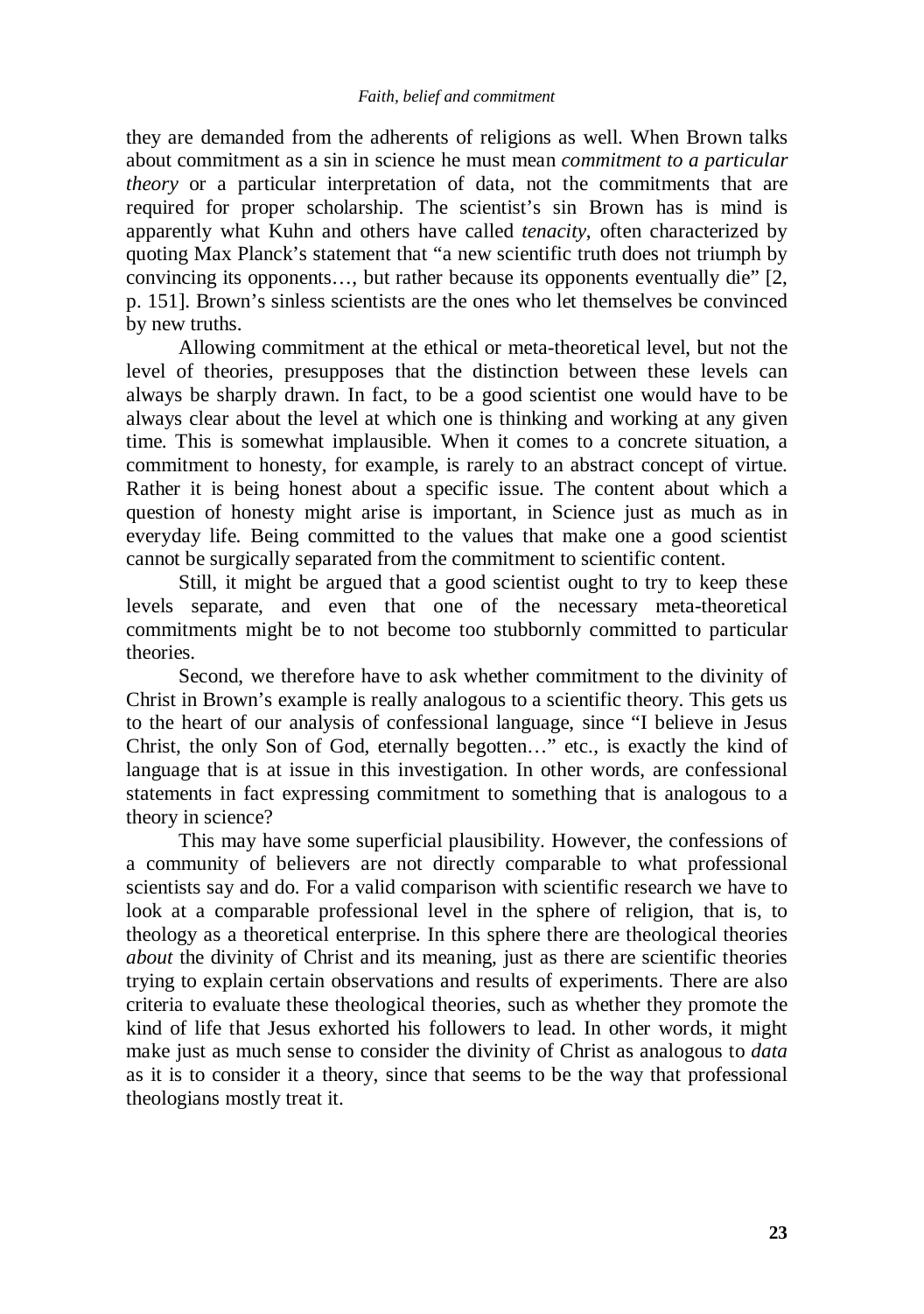they are demanded from the adherents of religions as well. When Brown talks about commitment as a sin in science he must mean *commitment to a particular theory* or a particular interpretation of data, not the commitments that are required for proper scholarship. The scientist's sin Brown has is mind is apparently what Kuhn and others have called *tenacity*, often characterized by quoting Max Planck's statement that "a new scientific truth does not triumph by convincing its opponents…, but rather because its opponents eventually die" [2, p. 151]. Brown's sinless scientists are the ones who let themselves be convinced by new truths.

Allowing commitment at the ethical or meta-theoretical level, but not the level of theories, presupposes that the distinction between these levels can always be sharply drawn. In fact, to be a good scientist one would have to be always clear about the level at which one is thinking and working at any given time. This is somewhat implausible. When it comes to a concrete situation, a commitment to honesty, for example, is rarely to an abstract concept of virtue. Rather it is being honest about a specific issue. The content about which a question of honesty might arise is important, in Science just as much as in everyday life. Being committed to the values that make one a good scientist cannot be surgically separated from the commitment to scientific content.

Still, it might be argued that a good scientist ought to try to keep these levels separate, and even that one of the necessary meta-theoretical commitments might be to not become too stubbornly committed to particular theories.

Second, we therefore have to ask whether commitment to the divinity of Christ in Brown's example is really analogous to a scientific theory. This gets us to the heart of our analysis of confessional language, since "I believe in Jesus Christ, the only Son of God, eternally begotten…" etc., is exactly the kind of language that is at issue in this investigation. In other words, are confessional statements in fact expressing commitment to something that is analogous to a theory in science?

This may have some superficial plausibility. However, the confessions of a community of believers are not directly comparable to what professional scientists say and do. For a valid comparison with scientific research we have to look at a comparable professional level in the sphere of religion, that is, to theology as a theoretical enterprise. In this sphere there are theological theories *about* the divinity of Christ and its meaning, just as there are scientific theories trying to explain certain observations and results of experiments. There are also criteria to evaluate these theological theories, such as whether they promote the kind of life that Jesus exhorted his followers to lead. In other words, it might make just as much sense to consider the divinity of Christ as analogous to *data* as it is to consider it a theory, since that seems to be the way that professional theologians mostly treat it.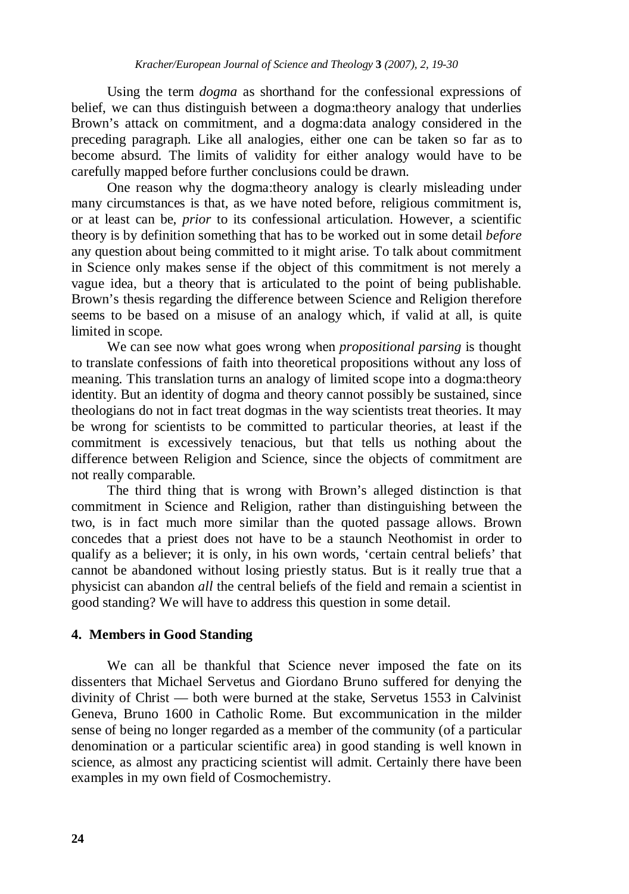Using the term *dogma* as shorthand for the confessional expressions of belief, we can thus distinguish between a dogma:theory analogy that underlies Brown's attack on commitment, and a dogma:data analogy considered in the preceding paragraph. Like all analogies, either one can be taken so far as to become absurd. The limits of validity for either analogy would have to be carefully mapped before further conclusions could be drawn.

One reason why the dogma:theory analogy is clearly misleading under many circumstances is that, as we have noted before, religious commitment is, or at least can be, *prior* to its confessional articulation. However, a scientific theory is by definition something that has to be worked out in some detail *before* any question about being committed to it might arise. To talk about commitment in Science only makes sense if the object of this commitment is not merely a vague idea, but a theory that is articulated to the point of being publishable. Brown's thesis regarding the difference between Science and Religion therefore seems to be based on a misuse of an analogy which, if valid at all, is quite limited in scope.

We can see now what goes wrong when *propositional parsing* is thought to translate confessions of faith into theoretical propositions without any loss of meaning. This translation turns an analogy of limited scope into a dogma:theory identity. But an identity of dogma and theory cannot possibly be sustained, since theologians do not in fact treat dogmas in the way scientists treat theories. It may be wrong for scientists to be committed to particular theories, at least if the commitment is excessively tenacious, but that tells us nothing about the difference between Religion and Science, since the objects of commitment are not really comparable.

The third thing that is wrong with Brown's alleged distinction is that commitment in Science and Religion, rather than distinguishing between the two, is in fact much more similar than the quoted passage allows. Brown concedes that a priest does not have to be a staunch Neothomist in order to qualify as a believer; it is only, in his own words, 'certain central beliefs' that cannot be abandoned without losing priestly status. But is it really true that a physicist can abandon *all* the central beliefs of the field and remain a scientist in good standing? We will have to address this question in some detail.

## 4. Members in Good Standing

We can all be thankful that Science never imposed the fate on its dissenters that Michael Servetus and Giordano Bruno suffered for denying the divinity of Christ — both were burned at the stake, Servetus 1553 in Calvinist Geneva, Bruno 1600 in Catholic Rome. But excommunication in the milder sense of being no longer regarded as a member of the community (of a particular denomination or a particular scientific area) in good standing is well known in science, as almost any practicing scientist will admit. Certainly there have been examples in my own field of Cosmochemistry.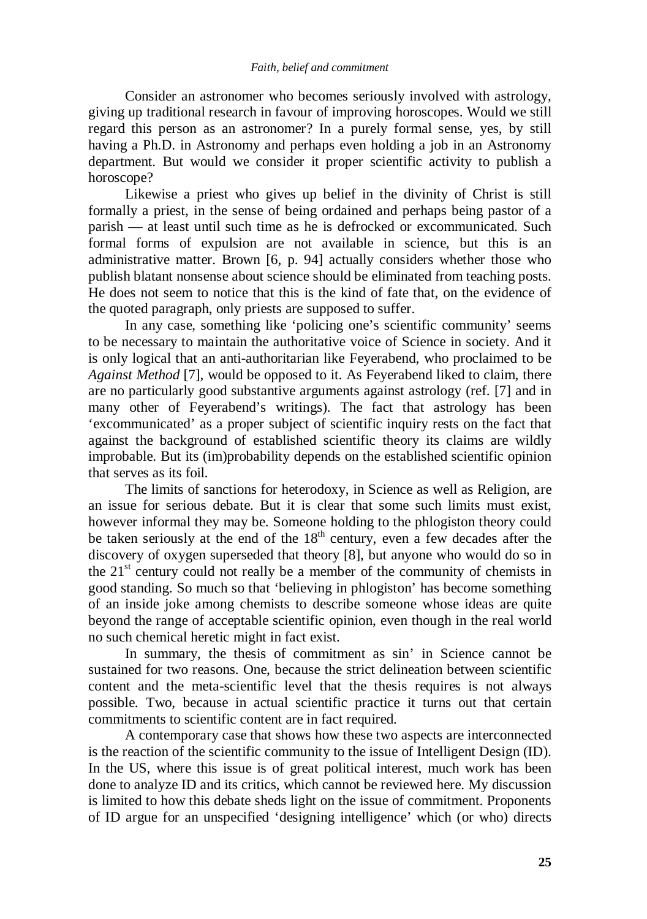Consider an astronomer who becomes seriously involved with astrology, giving up traditional research in favour of improving horoscopes. Would we still regard this person as an astronomer? In a purely formal sense, yes, by still having a Ph.D. in Astronomy and perhaps even holding a job in an Astronomy department. But would we consider it proper scientific activity to publish a horoscope?

Likewise a priest who gives up belief in the divinity of Christ is still formally a priest, in the sense of being ordained and perhaps being pastor of a parish — at least until such time as he is defrocked or excommunicated. Such formal forms of expulsion are not available in science, but this is an administrative matter. Brown [6, p. 94] actually considers whether those who publish blatant nonsense about science should be eliminated from teaching posts. He does not seem to notice that this is the kind of fate that, on the evidence of the quoted paragraph, only priests are supposed to suffer.

In any case, something like 'policing one's scientific community' seems to be necessary to maintain the authoritative voice of Science in society. And it is only logical that an anti-authoritarian like Feyerabend, who proclaimed to be *Against Method* [7], would be opposed to it. As Feyerabend liked to claim, there are no particularly good substantive arguments against astrology (ref. [7] and in many other of Feyerabend's writings). The fact that astrology has been 'excommunicated' as a proper subject of scientific inquiry rests on the fact that against the background of established scientific theory its claims are wildly improbable. But its (im)probability depends on the established scientific opinion that serves as its foil.

The limits of sanctions for heterodoxy, in Science as well as Religion, are an issue for serious debate. But it is clear that some such limits must exist, however informal they may be. Someone holding to the phlogiston theory could be taken seriously at the end of the 18th century, even a few decades after the discovery of oxygen superseded that theory [8], but anyone who would do so in the 21st century could not really be a member of the community of chemists in good standing. So much so that 'believing in phlogiston' has become something of an inside joke among chemists to describe someone whose ideas are quite beyond the range of acceptable scientific opinion, even though in the real world no such chemical heretic might in fact exist.

In summary, the thesis of commitment as sin' in Science cannot be sustained for two reasons. One, because the strict delineation between scientific content and the meta-scientific level that the thesis requires is not always possible. Two, because in actual scientific practice it turns out that certain commitments to scientific content are in fact required.

A contemporary case that shows how these two aspects are interconnected is the reaction of the scientific community to the issue of Intelligent Design (ID). In the US, where this issue is of great political interest, much work has been done to analyze ID and its critics, which cannot be reviewed here. My discussion is limited to how this debate sheds light on the issue of commitment. Proponents of ID argue for an unspecified 'designing intelligence' which (or who) directs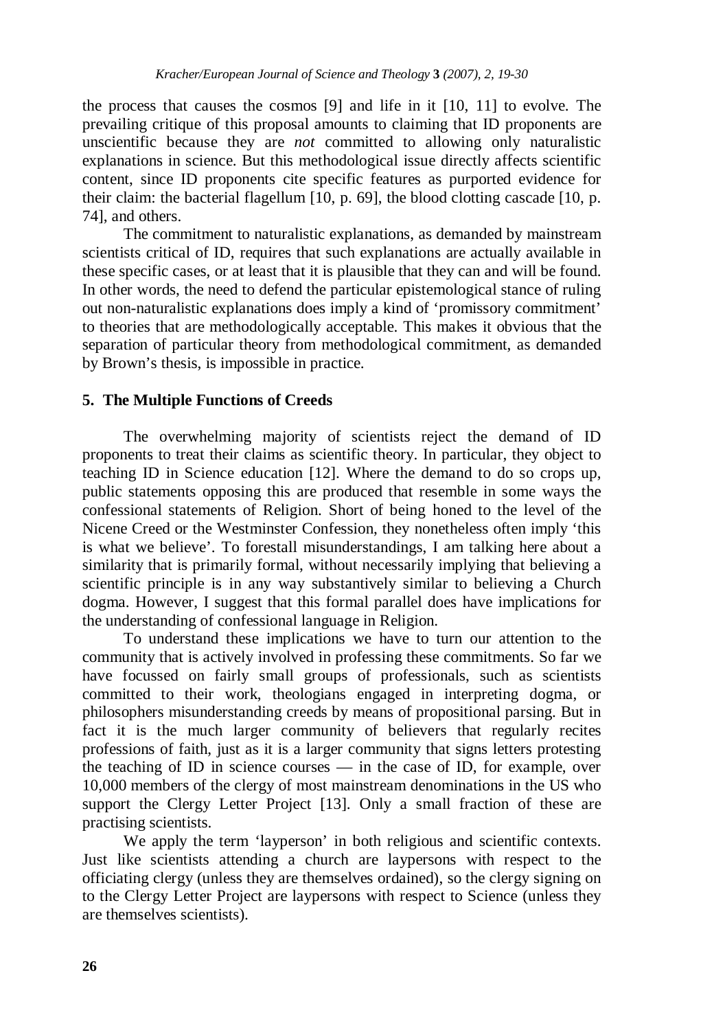the process that causes the cosmos [9] and life in it [10, 11] to evolve. The prevailing critique of this proposal amounts to claiming that ID proponents are unscientific because they are *not* committed to allowing only naturalistic explanations in science. But this methodological issue directly affects scientific content, since ID proponents cite specific features as purported evidence for their claim: the bacterial flagellum [10, p. 69], the blood clotting cascade [10, p. 74], and others.

The commitment to naturalistic explanations, as demanded by mainstream scientists critical of ID, requires that such explanations are actually available in these specific cases, or at least that it is plausible that they can and will be found. In other words, the need to defend the particular epistemological stance of ruling out non-naturalistic explanations does imply a kind of 'promissory commitment' to theories that are methodologically acceptable. This makes it obvious that the separation of particular theory from methodological commitment, as demanded by Brown's thesis, is impossible in practice.

## 5. The Multiple Functions of Creeds

The overwhelming majority of scientists reject the demand of ID proponents to treat their claims as scientific theory. In particular, they object to teaching ID in Science education [12]. Where the demand to do so crops up, public statements opposing this are produced that resemble in some ways the confessional statements of Religion. Short of being honed to the level of the Nicene Creed or the Westminster Confession, they nonetheless often imply 'this is what we believe'. To forestall misunderstandings, I am talking here about a similarity that is primarily formal, without necessarily implying that believing a scientific principle is in any way substantively similar to believing a Church dogma. However, I suggest that this formal parallel does have implications for the understanding of confessional language in Religion.

To understand these implications we have to turn our attention to the community that is actively involved in professing these commitments. So far we have focussed on fairly small groups of professionals, such as scientists committed to their work, theologians engaged in interpreting dogma, or philosophers misunderstanding creeds by means of propositional parsing. But in fact it is the much larger community of believers that regularly recites professions of faith, just as it is a larger community that signs letters protesting the teaching of ID in science courses — in the case of ID, for example, over 10,000 members of the clergy of most mainstream denominations in the US who support the Clergy Letter Project [13]. Only a small fraction of these are practising scientists.

We apply the term 'layperson' in both religious and scientific contexts. Just like scientists attending a church are laypersons with respect to the officiating clergy (unless they are themselves ordained), so the clergy signing on to the Clergy Letter Project are laypersons with respect to Science (unless they are themselves scientists).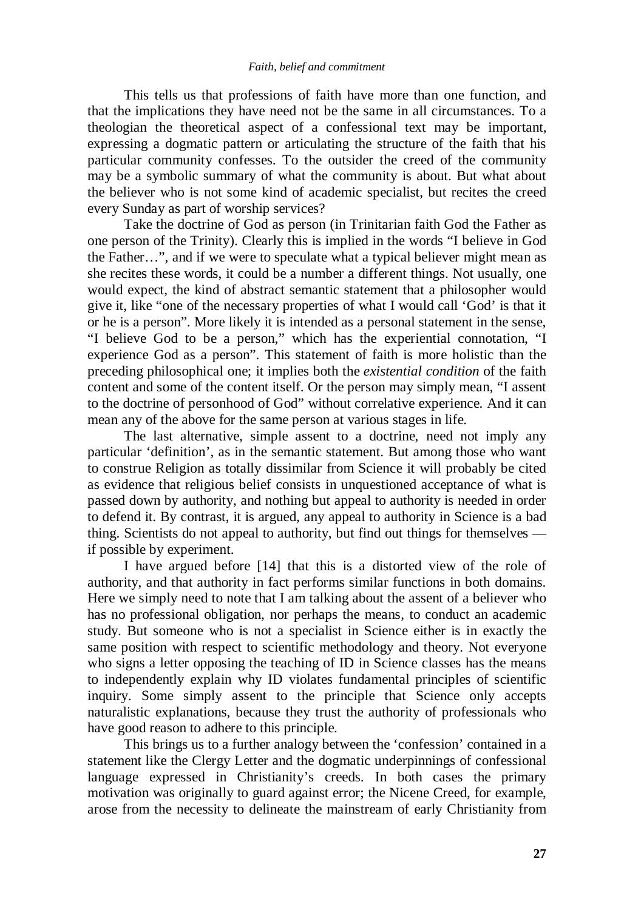This tells us that professions of faith have more than one function, and that the implications they have need not be the same in all circumstances. To a theologian the theoretical aspect of a confessional text may be important, expressing a dogmatic pattern or articulating the structure of the faith that his particular community confesses. To the outsider the creed of the community may be a symbolic summary of what the community is about. But what about the believer who is not some kind of academic specialist, but recites the creed every Sunday as part of worship services?

Take the doctrine of God as person (in Trinitarian faith God the Father as one person of the Trinity). Clearly this is implied in the words "I believe in God the Father…", and if we were to speculate what a typical believer might mean as she recites these words, it could be a number a different things. Not usually, one would expect, the kind of abstract semantic statement that a philosopher would give it, like "one of the necessary properties of what I would call 'God' is that it or he is a person". More likely it is intended as a personal statement in the sense, "I believe God to be a person," which has the experiential connotation, "I experience God as a person". This statement of faith is more holistic than the preceding philosophical one; it implies both the *existential condition* of the faith content and some of the content itself. Or the person may simply mean, "I assent to the doctrine of personhood of God" without correlative experience. And it can mean any of the above for the same person at various stages in life.

The last alternative, simple assent to a doctrine, need not imply any particular 'definition', as in the semantic statement. But among those who want to construe Religion as totally dissimilar from Science it will probably be cited as evidence that religious belief consists in unquestioned acceptance of what is passed down by authority, and nothing but appeal to authority is needed in order to defend it. By contrast, it is argued, any appeal to authority in Science is a bad thing. Scientists do not appeal to authority, but find out things for themselves — if possible by experiment.

I have argued before [14] that this is a distorted view of the role of authority, and that authority in fact performs similar functions in both domains. Here we simply need to note that I am talking about the assent of a believer who has no professional obligation, nor perhaps the means, to conduct an academic study. But someone who is not a specialist in Science either is in exactly the same position with respect to scientific methodology and theory. Not everyone who signs a letter opposing the teaching of ID in Science classes has the means to independently explain why ID violates fundamental principles of scientific inquiry. Some simply assent to the principle that Science only accepts naturalistic explanations, because they trust the authority of professionals who have good reason to adhere to this principle.

This brings us to a further analogy between the 'confession' contained in a statement like the Clergy Letter and the dogmatic underpinnings of confessional language expressed in Christianity's creeds. In both cases the primary motivation was originally to guard against error; the Nicene Creed, for example, arose from the necessity to delineate the mainstream of early Christianity from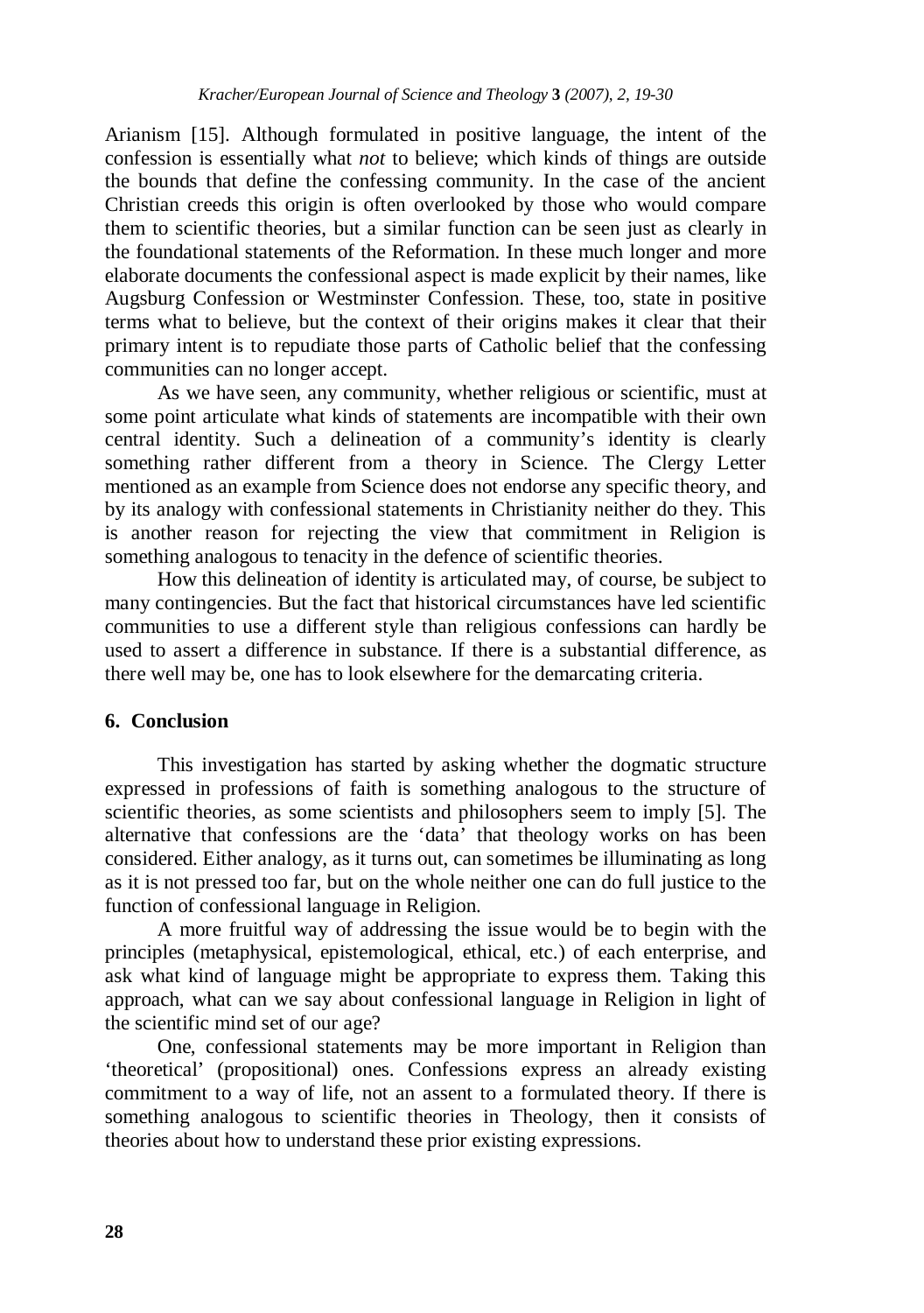Arianism [15]. Although formulated in positive language, the intent of the confession is essentially what *not* to believe; which kinds of things are outside the bounds that define the confessing community. In the case of the ancient Christian creeds this origin is often overlooked by those who would compare them to scientific theories, but a similar function can be seen just as clearly in the foundational statements of the Reformation. In these much longer and more elaborate documents the confessional aspect is made explicit by their names, like Augsburg Confession or Westminster Confession. These, too, state in positive terms what to believe, but the context of their origins makes it clear that their primary intent is to repudiate those parts of Catholic belief that the confessing communities can no longer accept.

As we have seen, any community, whether religious or scientific, must at some point articulate what kinds of statements are incompatible with their own central identity. Such a delineation of a community's identity is clearly something rather different from a theory in Science. The Clergy Letter mentioned as an example from Science does not endorse any specific theory, and by its analogy with confessional statements in Christianity neither do they. This is another reason for rejecting the view that commitment in Religion is something analogous to tenacity in the defence of scientific theories.

How this delineation of identity is articulated may, of course, be subject to many contingencies. But the fact that historical circumstances have led scientific communities to use a different style than religious confessions can hardly be used to assert a difference in substance. If there is a substantial difference, as there well may be, one has to look elsewhere for the demarcating criteria.

## 6. Conclusion

This investigation has started by asking whether the dogmatic structure expressed in professions of faith is something analogous to the structure of scientific theories, as some scientists and philosophers seem to imply [5]. The alternative that confessions are the 'data' that theology works on has been considered. Either analogy, as it turns out, can sometimes be illuminating as long as it is not pressed too far, but on the whole neither one can do full justice to the function of confessional language in Religion.

A more fruitful way of addressing the issue would be to begin with the principles (metaphysical, epistemological, ethical, etc.) of each enterprise, and ask what kind of language might be appropriate to express them. Taking this approach, what can we say about confessional language in Religion in light of the scientific mind set of our age?

One, confessional statements may be more important in Religion than 'theoretical' (propositional) ones. Confessions express an already existing commitment to a way of life, not an assent to a formulated theory. If there is something analogous to scientific theories in Theology, then it consists of theories about how to understand these prior existing expressions.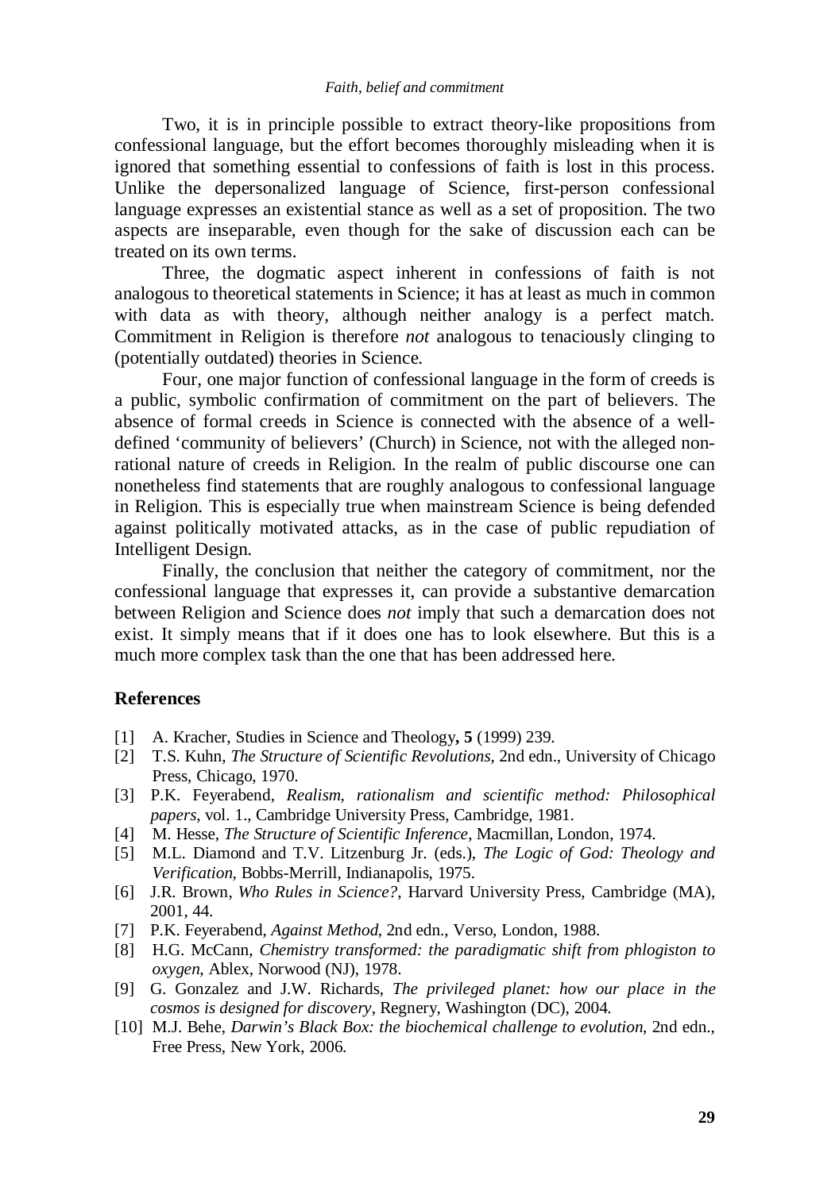Two, it is in principle possible to extract theory-like propositions from confessional language, but the effort becomes thoroughly misleading when it is ignored that something essential to confessions of faith is lost in this process. Unlike the depersonalized language of Science, first-person confessional language expresses an existential stance as well as a set of proposition. The two aspects are inseparable, even though for the sake of discussion each can be treated on its own terms.

Three, the dogmatic aspect inherent in confessions of faith is not analogous to theoretical statements in Science; it has at least as much in common with data as with theory, although neither analogy is a perfect match. Commitment in Religion is therefore *not* analogous to tenaciously clinging to (potentially outdated) theories in Science.

Four, one major function of confessional language in the form of creeds is a public, symbolic confirmation of commitment on the part of believers. The absence of formal creeds in Science is connected with the absence of a well-defined 'community of believers' (Church) in Science, not with the alleged non-rational nature of creeds in Religion. In the realm of public discourse one can nonetheless find statements that are roughly analogous to confessional language in Religion. This is especially true when mainstream Science is being defended against politically motivated attacks, as in the case of public repudiation of Intelligent Design.

Finally, the conclusion that neither the category of commitment, nor the confessional language that expresses it, can provide a substantive demarcation between Religion and Science does *not* imply that such a demarcation does not exist. It simply means that if it does one has to look elsewhere. But this is a much more complex task than the one that has been addressed here.

## References

[1] A. Kracher, Studies in Science and Theology, **5** (1999) 239.

[2] T.S. Kuhn, *The Structure of Scientific Revolutions*, 2nd edn., University of Chicago Press, Chicago, 1970.

[3] P.K. Feyerabend, *Realism, rationalism and scientific method: Philosophical papers*, vol. 1., Cambridge University Press, Cambridge, 1981.

[4] M. Hesse, *The Structure of Scientific Inference*, Macmillan, London, 1974.

[5] M.L. Diamond and T.V. Litzenburg Jr. (eds.), *The Logic of God: Theology and Verification*, Bobbs-Merrill, Indianapolis, 1975.

[6] J.R. Brown, *Who Rules in Science?*, Harvard University Press, Cambridge (MA), 2001, 44.

[7] P.K. Feyerabend, *Against Method*, 2nd edn., Verso, London, 1988.

[8] H.G. McCann, *Chemistry transformed: the paradigmatic shift from phlogiston to oxygen*, Ablex, Norwood (NJ), 1978.

[9] G. Gonzalez and J.W. Richards, *The privileged planet: how our place in the cosmos is designed for discovery*, Regnery, Washington (DC), 2004.

[10] M.J. Behe, *Darwin's Black Box: the biochemical challenge to evolution*, 2nd edn., Free Press, New York, 2006.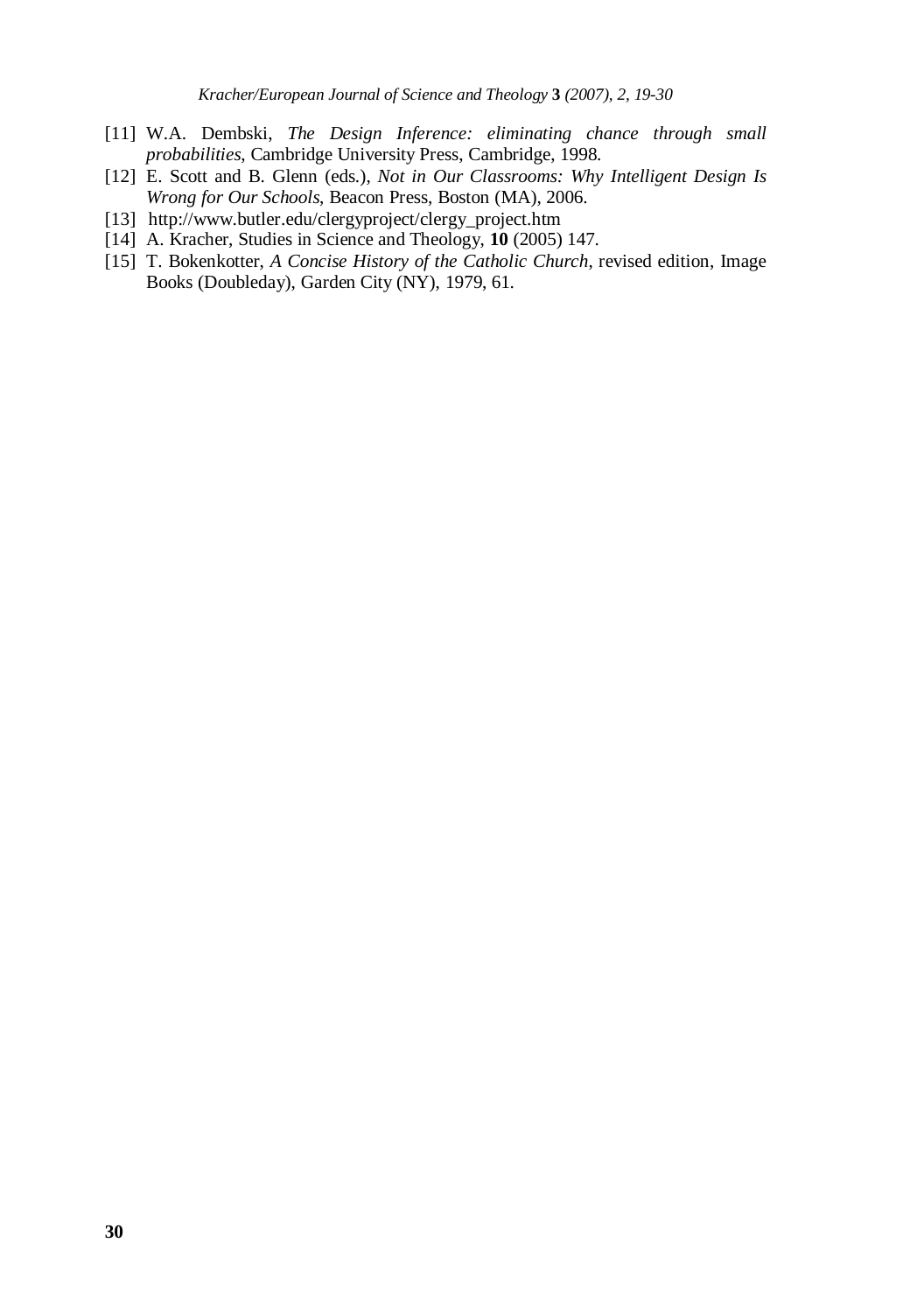[11] W.A. Dembski, *The Design Inference: eliminating chance through small probabilities*, Cambridge University Press, Cambridge, 1998.

[12] E. Scott and B. Glenn (eds.), *Not in Our Classrooms: Why Intelligent Design Is Wrong for Our Schools*, Beacon Press, Boston (MA), 2006.

[13] http://www.butler.edu/clergyproject/clergy_project.htm

[14] A. Kracher, Studies in Science and Theology, **10** (2005) 147.

[15] T. Bokenkotter, *A Concise History of the Catholic Church*, revised edition, Image Books (Doubleday), Garden City (NY), 1979, 61.